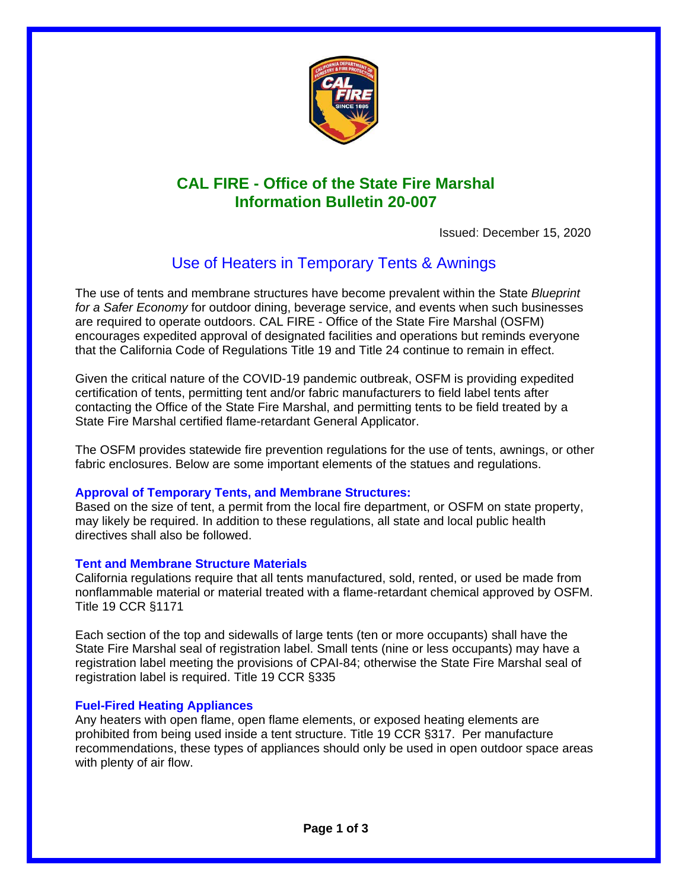# CAL FIRE - Office of the State Fire Marshal
# Information Bulletin 20-007

Issued: December 15, 2020

## Use of Heaters in Temporary Tents & Awnings

The use of tents and membrane structures have become prevalent within the State *Blueprint for a Safer Economy* for outdoor dining, beverage service, and events when such businesses are required to operate outdoors. CAL FIRE - Office of the State Fire Marshal (OSFM) encourages expedited approval of designated facilities and operations but reminds everyone that the California Code of Regulations Title 19 and Title 24 continue to remain in effect.

Given the critical nature of the COVID-19 pandemic outbreak, OSFM is providing expedited certification of tents, permitting tent and/or fabric manufacturers to field label tents after contacting the Office of the State Fire Marshal, and permitting tents to be field treated by a State Fire Marshal certified flame-retardant General Applicator.

The OSFM provides statewide fire prevention regulations for the use of tents, awnings, or other fabric enclosures. Below are some important elements of the statues and regulations.

### Approval of Temporary Tents, and Membrane Structures:

Based on the size of tent, a permit from the local fire department, or OSFM on state property, may likely be required. In addition to these regulations, all state and local public health directives shall also be followed.

### Tent and Membrane Structure Materials

California regulations require that all tents manufactured, sold, rented, or used be made from nonflammable material or material treated with a flame-retardant chemical approved by OSFM. Title 19 CCR §1171

Each section of the top and sidewalls of large tents (ten or more occupants) shall have the State Fire Marshal seal of registration label. Small tents (nine or less occupants) may have a registration label meeting the provisions of CPAI-84; otherwise the State Fire Marshal seal of registration label is required. Title 19 CCR §335

### Fuel-Fired Heating Appliances

Any heaters with open flame, open flame elements, or exposed heating elements are prohibited from being used inside a tent structure. Title 19 CCR §317. Per manufacture recommendations, these types of appliances should only be used in open outdoor space areas with plenty of air flow.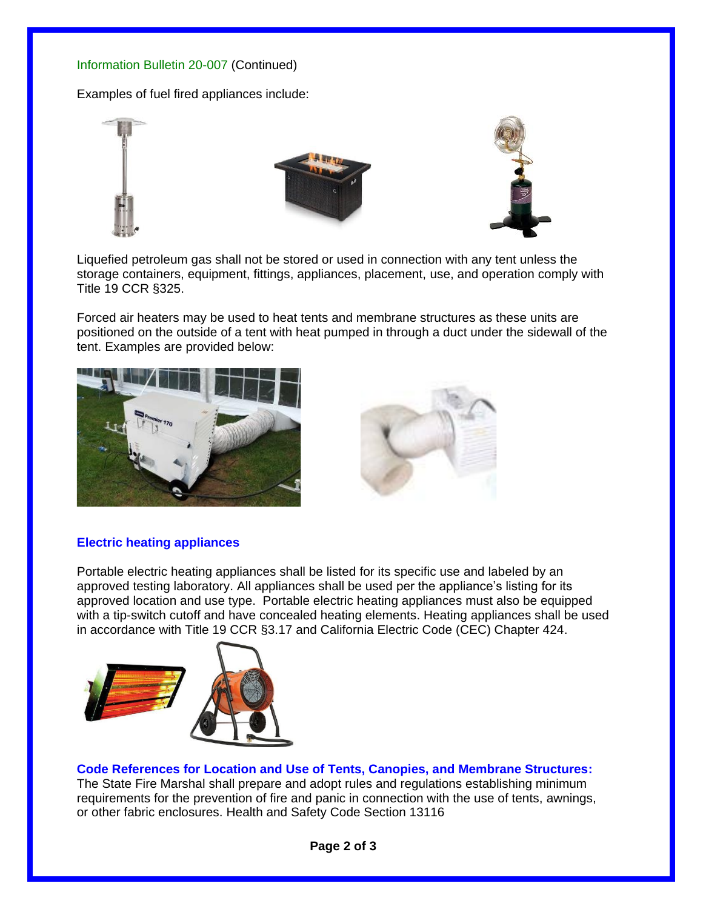Information Bulletin 20-007 (Continued)

Examples of fuel fired appliances include:

Liquefied petroleum gas shall not be stored or used in connection with any tent unless the storage containers, equipment, fittings, appliances, placement, use, and operation comply with Title 19 CCR §325.

Forced air heaters may be used to heat tents and membrane structures as these units are positioned on the outside of a tent with heat pumped in through a duct under the sidewall of the tent. Examples are provided below:

## Electric heating appliances

Portable electric heating appliances shall be listed for its specific use and labeled by an approved testing laboratory. All appliances shall be used per the appliance's listing for its approved location and use type. Portable electric heating appliances must also be equipped with a tip-switch cutoff and have concealed heating elements. Heating appliances shall be used in accordance with Title 19 CCR §3.17 and California Electric Code (CEC) Chapter 424.

## Code References for Location and Use of Tents, Canopies, and Membrane Structures:

The State Fire Marshal shall prepare and adopt rules and regulations establishing minimum requirements for the prevention of fire and panic in connection with the use of tents, awnings, or other fabric enclosures. Health and Safety Code Section 13116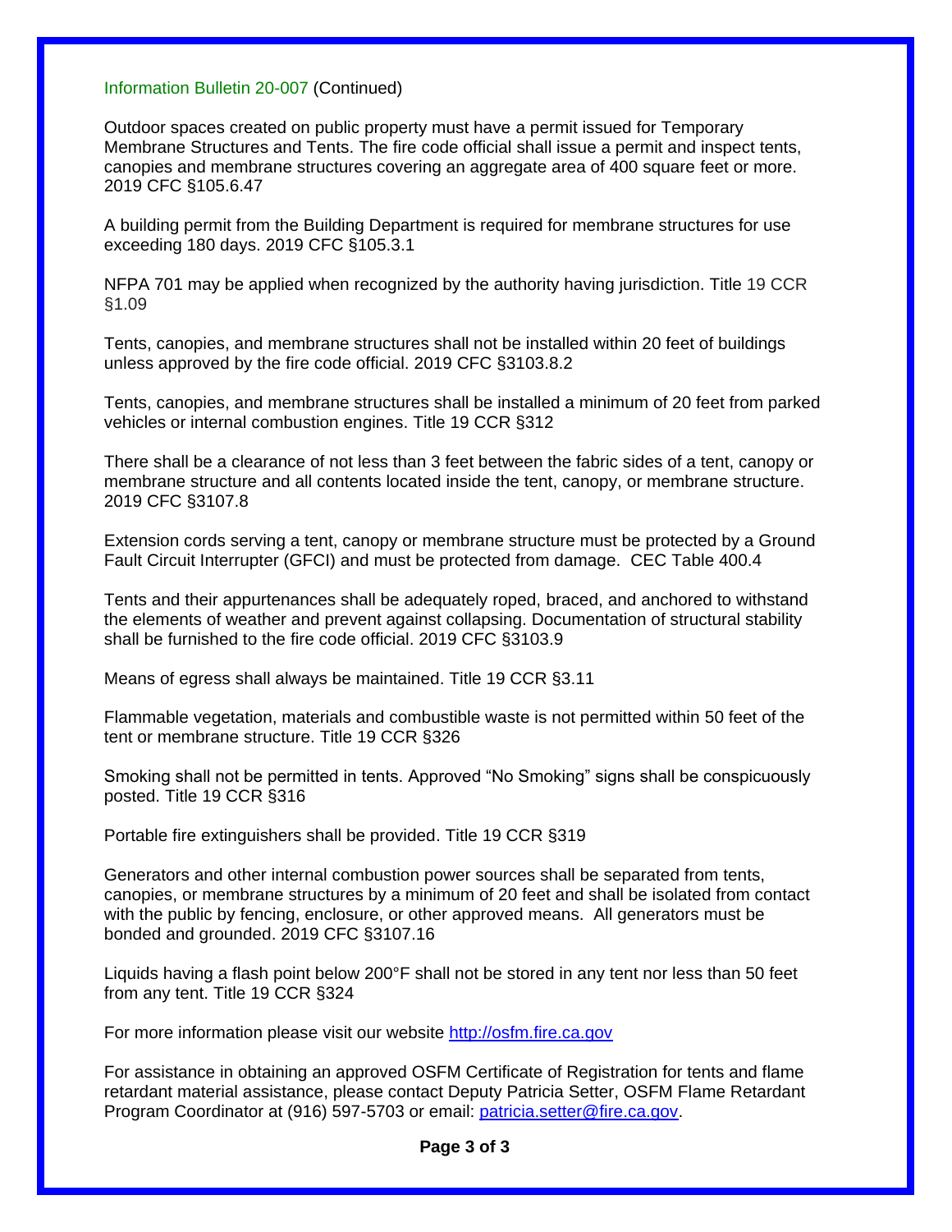Information Bulletin 20-007 (Continued)

Outdoor spaces created on public property must have a permit issued for Temporary Membrane Structures and Tents. The fire code official shall issue a permit and inspect tents, canopies and membrane structures covering an aggregate area of 400 square feet or more. 2019 CFC §105.6.47

A building permit from the Building Department is required for membrane structures for use exceeding 180 days. 2019 CFC §105.3.1

NFPA 701 may be applied when recognized by the authority having jurisdiction. Title 19 CCR §1.09

Tents, canopies, and membrane structures shall not be installed within 20 feet of buildings unless approved by the fire code official. 2019 CFC §3103.8.2

Tents, canopies, and membrane structures shall be installed a minimum of 20 feet from parked vehicles or internal combustion engines. Title 19 CCR §312

There shall be a clearance of not less than 3 feet between the fabric sides of a tent, canopy or membrane structure and all contents located inside the tent, canopy, or membrane structure. 2019 CFC §3107.8

Extension cords serving a tent, canopy or membrane structure must be protected by a Ground Fault Circuit Interrupter (GFCI) and must be protected from damage. CEC Table 400.4

Tents and their appurtenances shall be adequately roped, braced, and anchored to withstand the elements of weather and prevent against collapsing. Documentation of structural stability shall be furnished to the fire code official. 2019 CFC §3103.9

Means of egress shall always be maintained. Title 19 CCR §3.11

Flammable vegetation, materials and combustible waste is not permitted within 50 feet of the tent or membrane structure. Title 19 CCR §326

Smoking shall not be permitted in tents. Approved "No Smoking" signs shall be conspicuously posted. Title 19 CCR §316

Portable fire extinguishers shall be provided. Title 19 CCR §319

Generators and other internal combustion power sources shall be separated from tents, canopies, or membrane structures by a minimum of 20 feet and shall be isolated from contact with the public by fencing, enclosure, or other approved means. All generators must be bonded and grounded. 2019 CFC §3107.16

Liquids having a flash point below 200°F shall not be stored in any tent nor less than 50 feet from any tent. Title 19 CCR §324

For more information please visit our website [http://osfm.fire.ca.gov](http://osfm.fire.ca.gov)

For assistance in obtaining an approved OSFM Certificate of Registration for tents and flame retardant material assistance, please contact Deputy Patricia Setter, OSFM Flame Retardant Program Coordinator at (916) 597-5703 or email: [patricia.setter@fire.ca.gov](mailto:patricia.setter@fire.ca.gov).